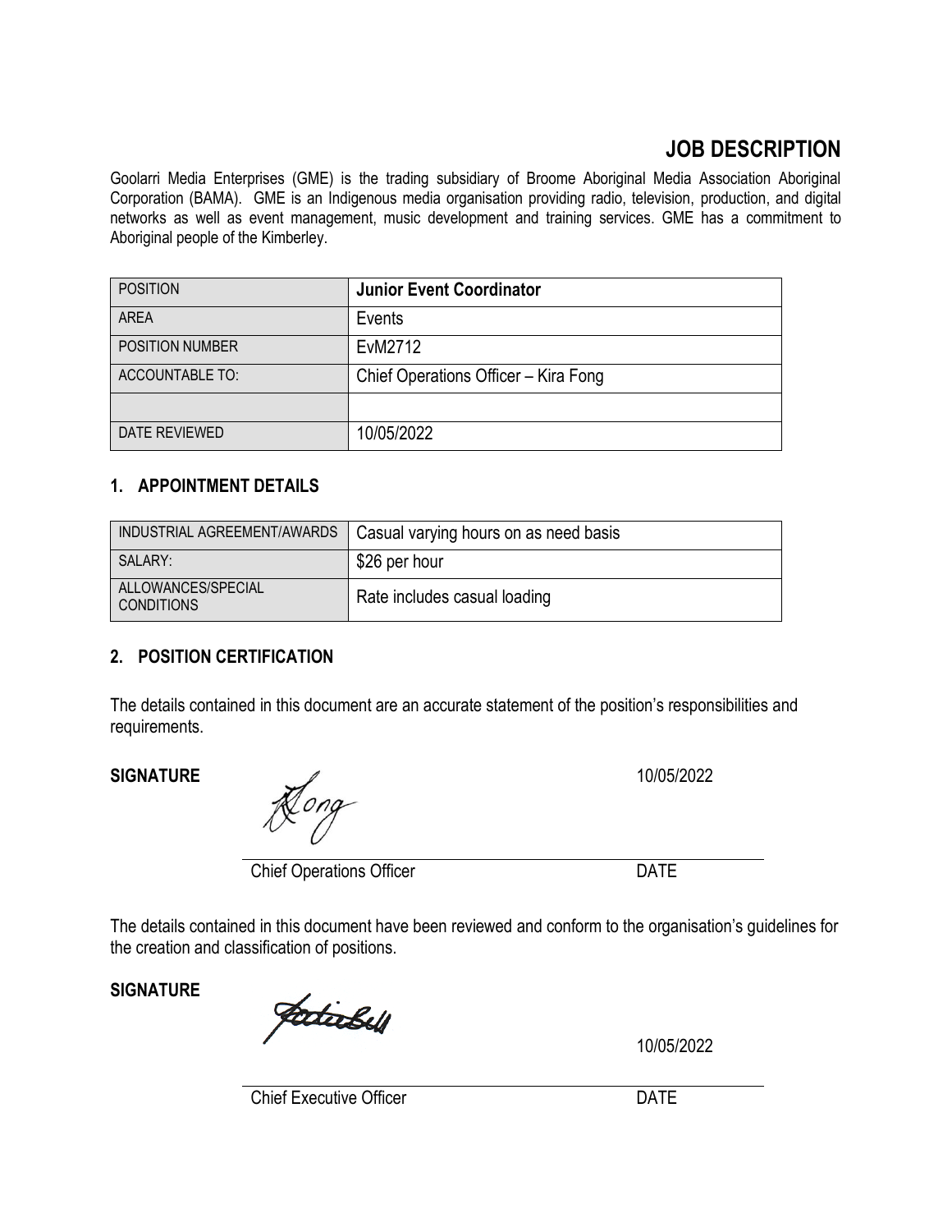# JOB DESCRIPTION

Goolarri Media Enterprises (GME) is the trading subsidiary of Broome Aboriginal Media Association Aboriginal Corporation (BAMA). GME is an Indigenous media organisation providing radio, television, production, and digital networks as well as event management, music development and training services. GME has a commitment to Aboriginal people of the Kimberley.

| POSITION | **Junior Event Coordinator** |
|---|---|
| AREA | Events |
| POSITION NUMBER | EvM2712 |
| ACCOUNTABLE TO: | Chief Operations Officer – Kira Fong |
| | |
| DATE REVIEWED | 10/05/2022 |

## 1. APPOINTMENT DETAILS

| INDUSTRIAL AGREEMENT/AWARDS | Casual varying hours on as need basis |
|---|---|
| SALARY: | $26 per hour |
| ALLOWANCES/SPECIAL CONDITIONS | Rate includes casual loading |

## 2. POSITION CERTIFICATION

The details contained in this document are an accurate statement of the position's responsibilities and requirements.

**SIGNATURE** 10/05/2022

Chief Operations Officer DATE

The details contained in this document have been reviewed and conform to the organisation's guidelines for the creation and classification of positions.

**SIGNATURE** 10/05/2022

Chief Executive Officer DATE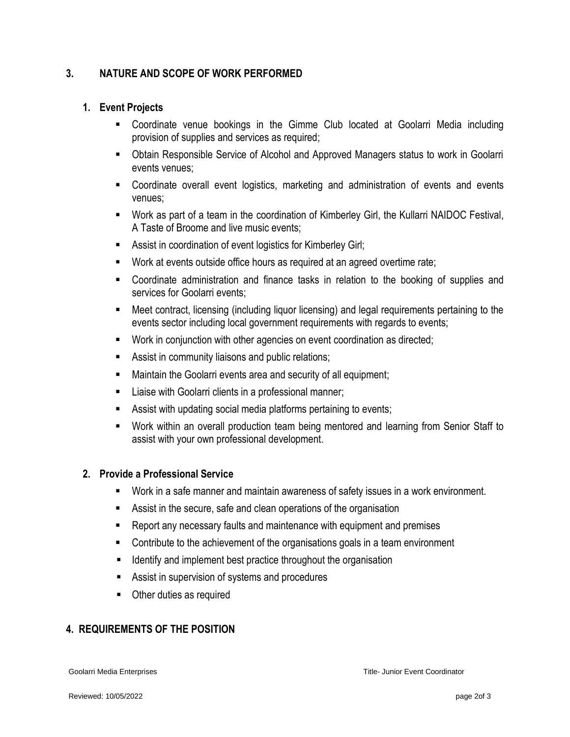## 3. NATURE AND SCOPE OF WORK PERFORMED

### 1. Event Projects

- Coordinate venue bookings in the Gimme Club located at Goolarri Media including provision of supplies and services as required;
- Obtain Responsible Service of Alcohol and Approved Managers status to work in Goolarri events venues;
- Coordinate overall event logistics, marketing and administration of events and events venues;
- Work as part of a team in the coordination of Kimberley Girl, the Kullarri NAIDOC Festival, A Taste of Broome and live music events;
- Assist in coordination of event logistics for Kimberley Girl;
- Work at events outside office hours as required at an agreed overtime rate;
- Coordinate administration and finance tasks in relation to the booking of supplies and services for Goolarri events;
- Meet contract, licensing (including liquor licensing) and legal requirements pertaining to the events sector including local government requirements with regards to events;
- Work in conjunction with other agencies on event coordination as directed;
- Assist in community liaisons and public relations;
- Maintain the Goolarri events area and security of all equipment;
- Liaise with Goolarri clients in a professional manner;
- Assist with updating social media platforms pertaining to events;
- Work within an overall production team being mentored and learning from Senior Staff to assist with your own professional development.

### 2. Provide a Professional Service

- Work in a safe manner and maintain awareness of safety issues in a work environment.
- Assist in the secure, safe and clean operations of the organisation
- Report any necessary faults and maintenance with equipment and premises
- Contribute to the achievement of the organisations goals in a team environment
- Identify and implement best practice throughout the organisation
- Assist in supervision of systems and procedures
- Other duties as required

## 4. REQUIREMENTS OF THE POSITION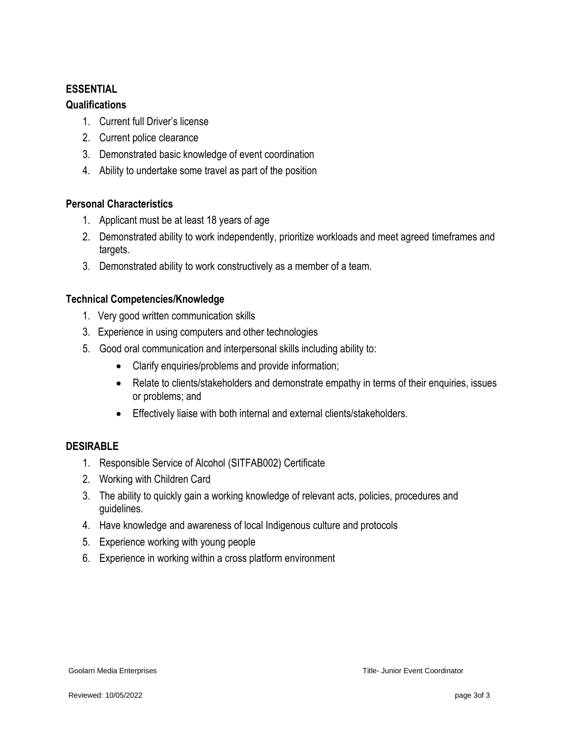## ESSENTIAL

### Qualifications

1. Current full Driver's license
2. Current police clearance
3. Demonstrated basic knowledge of event coordination
4. Ability to undertake some travel as part of the position

### Personal Characteristics

1. Applicant must be at least 18 years of age
2. Demonstrated ability to work independently, prioritize workloads and meet agreed timeframes and targets.
3. Demonstrated ability to work constructively as a member of a team.

### Technical Competencies/Knowledge

1. Very good written communication skills

3. Experience in using computers and other technologies

5. Good oral communication and interpersonal skills including ability to:
    - Clarify enquiries/problems and provide information;
    - Relate to clients/stakeholders and demonstrate empathy in terms of their enquiries, issues or problems; and
    - Effectively liaise with both internal and external clients/stakeholders.

## DESIRABLE

1. Responsible Service of Alcohol (SITFAB002) Certificate
2. Working with Children Card
3. The ability to quickly gain a working knowledge of relevant acts, policies, procedures and guidelines.
4. Have knowledge and awareness of local Indigenous culture and protocols
5. Experience working with young people
6. Experience in working within a cross platform environment